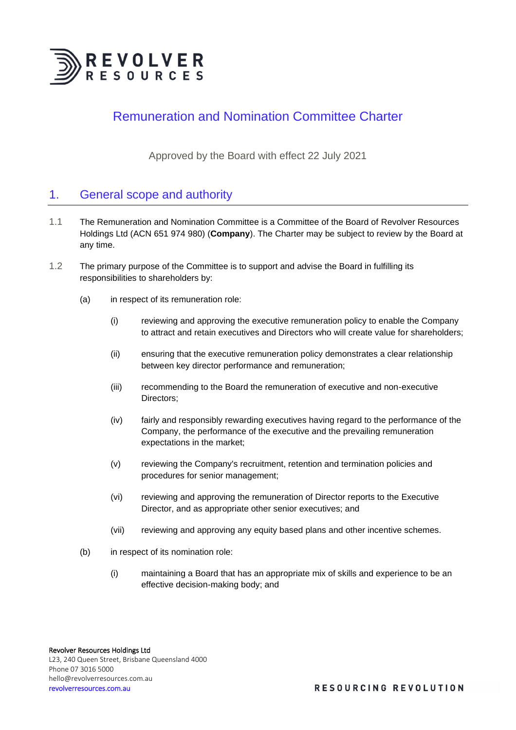# Remuneration and Nomination Committee Charter

Approved by the Board with effect 22 July 2021

## 1. General scope and authority

1.1 The Remuneration and Nomination Committee is a Committee of the Board of Revolver Resources Holdings Ltd (ACN 651 974 980) (**Company**). The Charter may be subject to review by the Board at any time.

1.2 The primary purpose of the Committee is to support and advise the Board in fulfilling its responsibilities to shareholders by:

(a) in respect of its remuneration role:

(i) reviewing and approving the executive remuneration policy to enable the Company to attract and retain executives and Directors who will create value for shareholders;

(ii) ensuring that the executive remuneration policy demonstrates a clear relationship between key director performance and remuneration;

(iii) recommending to the Board the remuneration of executive and non-executive Directors;

(iv) fairly and responsibly rewarding executives having regard to the performance of the Company, the performance of the executive and the prevailing remuneration expectations in the market;

(v) reviewing the Company's recruitment, retention and termination policies and procedures for senior management;

(vi) reviewing and approving the remuneration of Director reports to the Executive Director, and as appropriate other senior executives; and

(vii) reviewing and approving any equity based plans and other incentive schemes.

(b) in respect of its nomination role:

(i) maintaining a Board that has an appropriate mix of skills and experience to be an effective decision-making body; and

Revolver Resources Holdings Ltd
L23, 240 Queen Street, Brisbane Queensland 4000
Phone 07 3016 5000
hello@revolverresources.com.au
revolverresources.com.au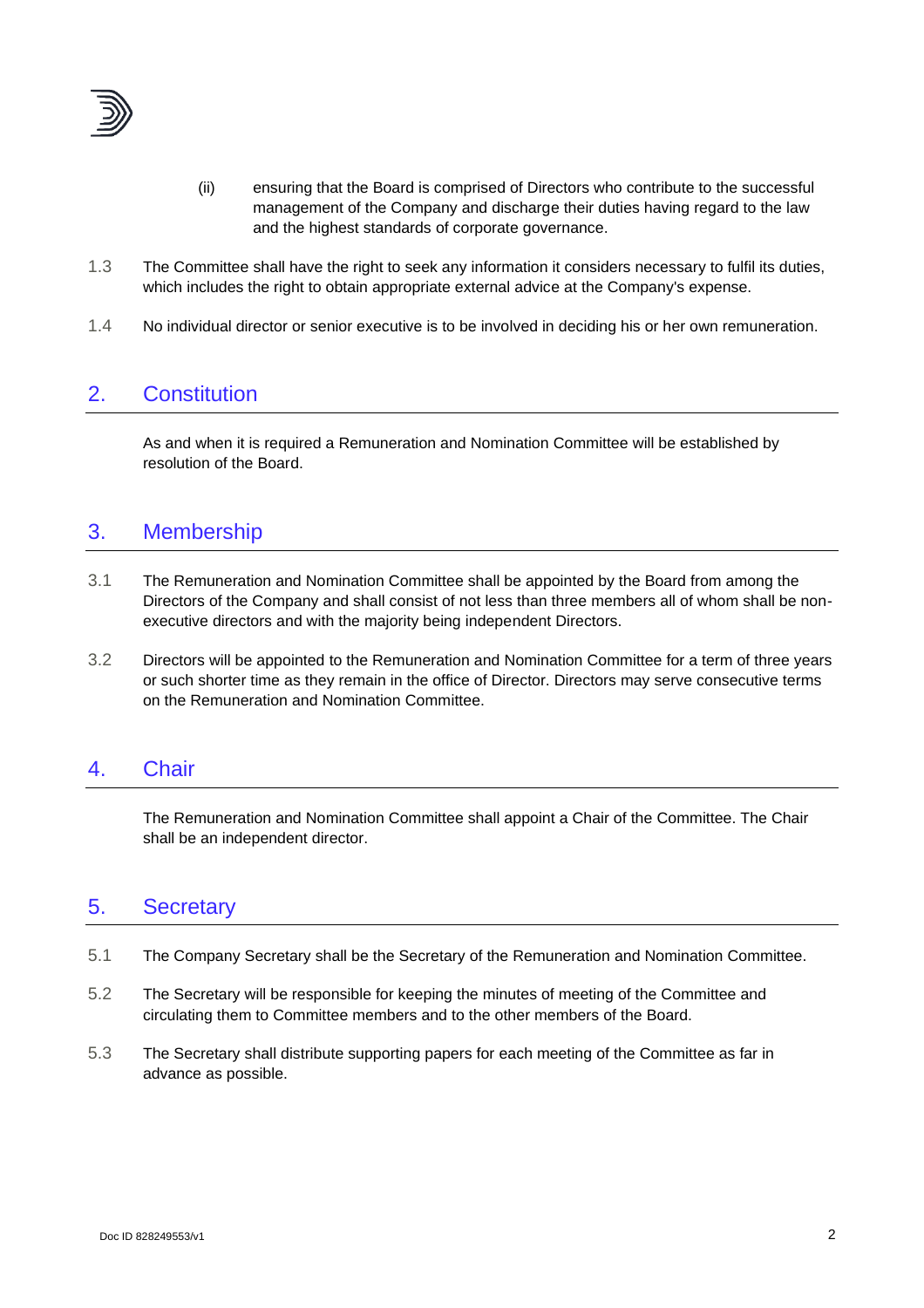(ii) ensuring that the Board is comprised of Directors who contribute to the successful management of the Company and discharge their duties having regard to the law and the highest standards of corporate governance.

1.3 The Committee shall have the right to seek any information it considers necessary to fulfil its duties, which includes the right to obtain appropriate external advice at the Company's expense.

1.4 No individual director or senior executive is to be involved in deciding his or her own remuneration.

## 2. Constitution

As and when it is required a Remuneration and Nomination Committee will be established by resolution of the Board.

## 3. Membership

3.1 The Remuneration and Nomination Committee shall be appointed by the Board from among the Directors of the Company and shall consist of not less than three members all of whom shall be non-executive directors and with the majority being independent Directors.

3.2 Directors will be appointed to the Remuneration and Nomination Committee for a term of three years or such shorter time as they remain in the office of Director. Directors may serve consecutive terms on the Remuneration and Nomination Committee.

## 4. Chair

The Remuneration and Nomination Committee shall appoint a Chair of the Committee. The Chair shall be an independent director.

## 5. Secretary

5.1 The Company Secretary shall be the Secretary of the Remuneration and Nomination Committee.

5.2 The Secretary will be responsible for keeping the minutes of meeting of the Committee and circulating them to Committee members and to the other members of the Board.

5.3 The Secretary shall distribute supporting papers for each meeting of the Committee as far in advance as possible.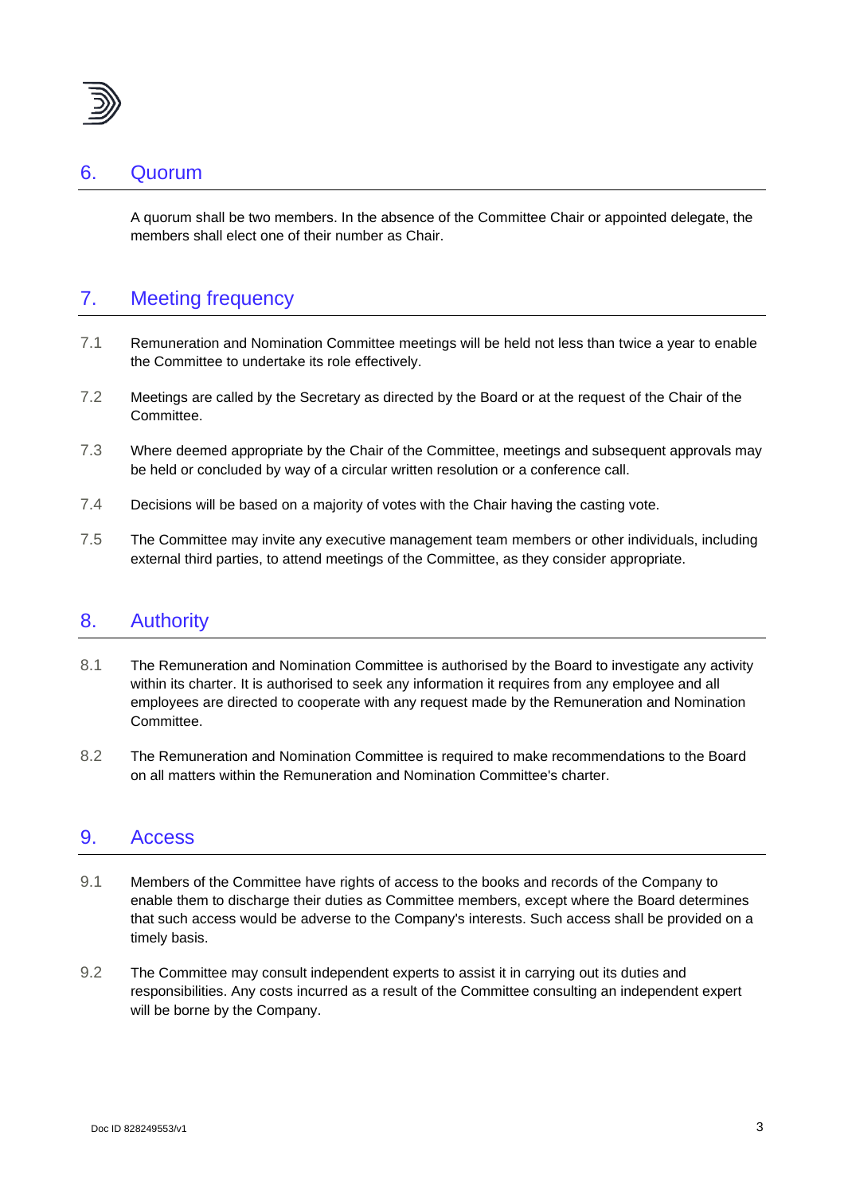## 6. Quorum

A quorum shall be two members. In the absence of the Committee Chair or appointed delegate, the members shall elect one of their number as Chair.

## 7. Meeting frequency

7.1 Remuneration and Nomination Committee meetings will be held not less than twice a year to enable the Committee to undertake its role effectively.

7.2 Meetings are called by the Secretary as directed by the Board or at the request of the Chair of the Committee.

7.3 Where deemed appropriate by the Chair of the Committee, meetings and subsequent approvals may be held or concluded by way of a circular written resolution or a conference call.

7.4 Decisions will be based on a majority of votes with the Chair having the casting vote.

7.5 The Committee may invite any executive management team members or other individuals, including external third parties, to attend meetings of the Committee, as they consider appropriate.

## 8. Authority

8.1 The Remuneration and Nomination Committee is authorised by the Board to investigate any activity within its charter. It is authorised to seek any information it requires from any employee and all employees are directed to cooperate with any request made by the Remuneration and Nomination Committee.

8.2 The Remuneration and Nomination Committee is required to make recommendations to the Board on all matters within the Remuneration and Nomination Committee's charter.

## 9. Access

9.1 Members of the Committee have rights of access to the books and records of the Company to enable them to discharge their duties as Committee members, except where the Board determines that such access would be adverse to the Company's interests. Such access shall be provided on a timely basis.

9.2 The Committee may consult independent experts to assist it in carrying out its duties and responsibilities. Any costs incurred as a result of the Committee consulting an independent expert will be borne by the Company.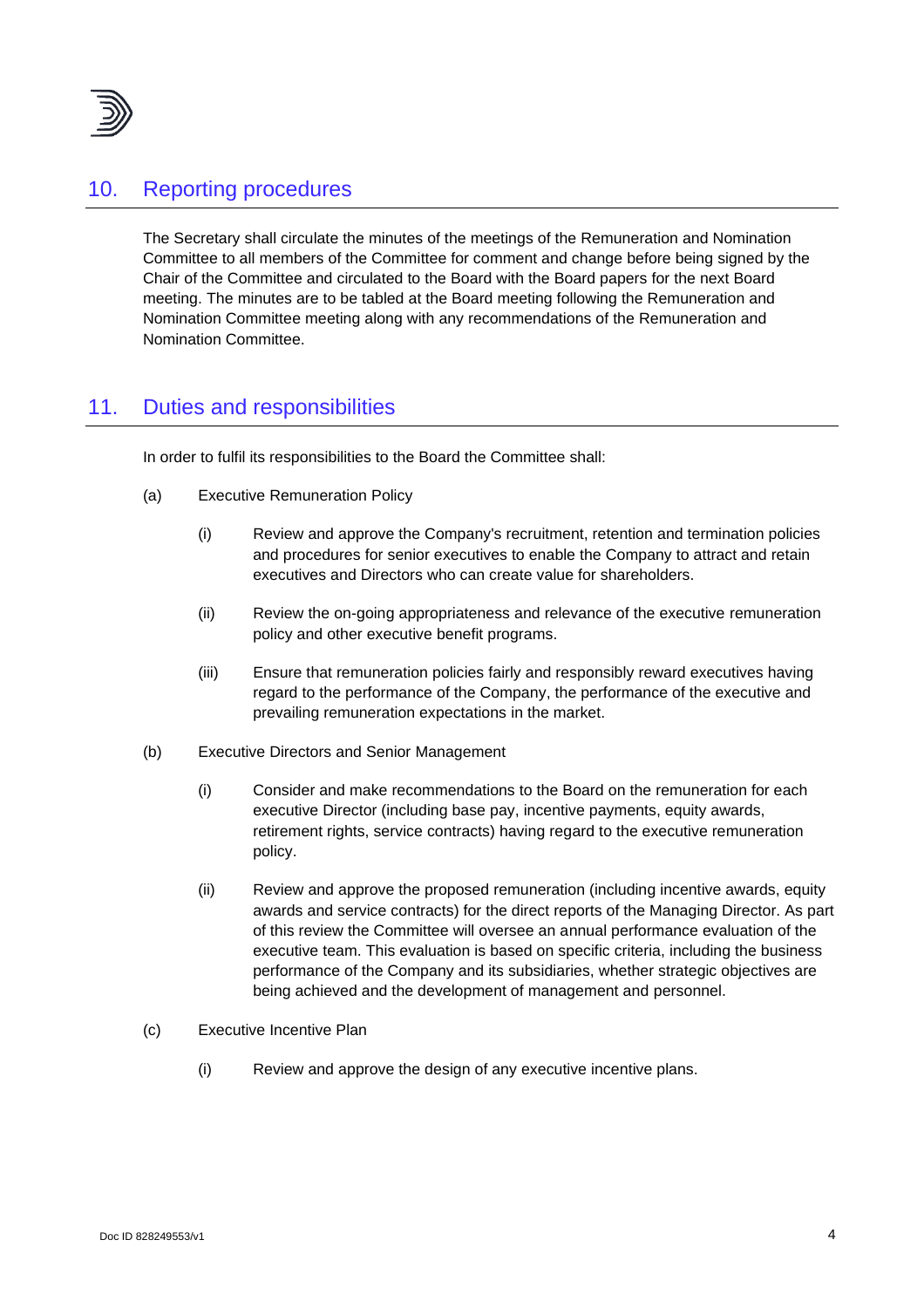## 10. Reporting procedures

The Secretary shall circulate the minutes of the meetings of the Remuneration and Nomination Committee to all members of the Committee for comment and change before being signed by the Chair of the Committee and circulated to the Board with the Board papers for the next Board meeting. The minutes are to be tabled at the Board meeting following the Remuneration and Nomination Committee meeting along with any recommendations of the Remuneration and Nomination Committee.

## 11. Duties and responsibilities

In order to fulfil its responsibilities to the Board the Committee shall:

(a) Executive Remuneration Policy

(i) Review and approve the Company's recruitment, retention and termination policies and procedures for senior executives to enable the Company to attract and retain executives and Directors who can create value for shareholders.

(ii) Review the on-going appropriateness and relevance of the executive remuneration policy and other executive benefit programs.

(iii) Ensure that remuneration policies fairly and responsibly reward executives having regard to the performance of the Company, the performance of the executive and prevailing remuneration expectations in the market.

(b) Executive Directors and Senior Management

(i) Consider and make recommendations to the Board on the remuneration for each executive Director (including base pay, incentive payments, equity awards, retirement rights, service contracts) having regard to the executive remuneration policy.

(ii) Review and approve the proposed remuneration (including incentive awards, equity awards and service contracts) for the direct reports of the Managing Director. As part of this review the Committee will oversee an annual performance evaluation of the executive team. This evaluation is based on specific criteria, including the business performance of the Company and its subsidiaries, whether strategic objectives are being achieved and the development of management and personnel.

(c) Executive Incentive Plan

(i) Review and approve the design of any executive incentive plans.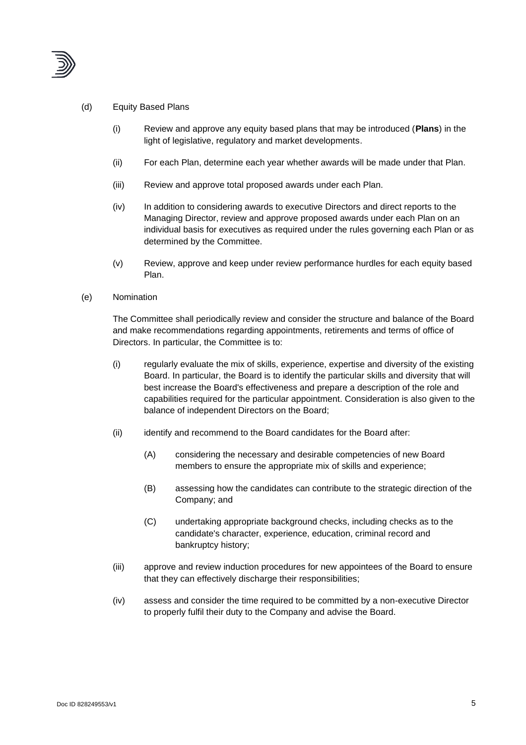(d) Equity Based Plans

(i) Review and approve any equity based plans that may be introduced (**Plans**) in the light of legislative, regulatory and market developments.

(ii) For each Plan, determine each year whether awards will be made under that Plan.

(iii) Review and approve total proposed awards under each Plan.

(iv) In addition to considering awards to executive Directors and direct reports to the Managing Director, review and approve proposed awards under each Plan on an individual basis for executives as required under the rules governing each Plan or as determined by the Committee.

(v) Review, approve and keep under review performance hurdles for each equity based Plan.

(e) Nomination

The Committee shall periodically review and consider the structure and balance of the Board and make recommendations regarding appointments, retirements and terms of office of Directors. In particular, the Committee is to:

(i) regularly evaluate the mix of skills, experience, expertise and diversity of the existing Board. In particular, the Board is to identify the particular skills and diversity that will best increase the Board's effectiveness and prepare a description of the role and capabilities required for the particular appointment. Consideration is also given to the balance of independent Directors on the Board;

(ii) identify and recommend to the Board candidates for the Board after:

(A) considering the necessary and desirable competencies of new Board members to ensure the appropriate mix of skills and experience;

(B) assessing how the candidates can contribute to the strategic direction of the Company; and

(C) undertaking appropriate background checks, including checks as to the candidate's character, experience, education, criminal record and bankruptcy history;

(iii) approve and review induction procedures for new appointees of the Board to ensure that they can effectively discharge their responsibilities;

(iv) assess and consider the time required to be committed by a non-executive Director to properly fulfil their duty to the Company and advise the Board.

Doc ID 828249553/v1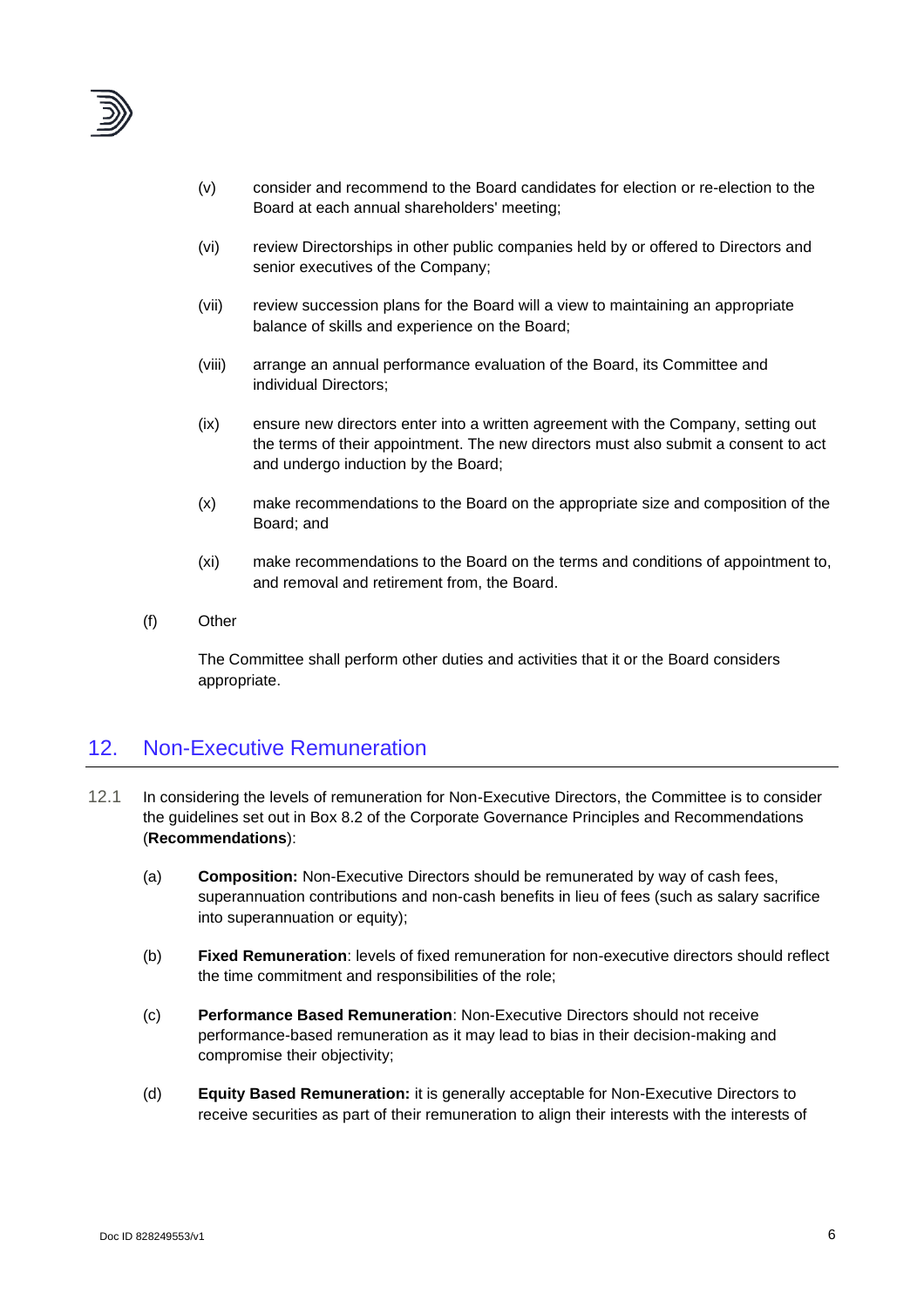(v) consider and recommend to the Board candidates for election or re-election to the Board at each annual shareholders' meeting;

(vi) review Directorships in other public companies held by or offered to Directors and senior executives of the Company;

(vii) review succession plans for the Board will a view to maintaining an appropriate balance of skills and experience on the Board;

(viii) arrange an annual performance evaluation of the Board, its Committee and individual Directors;

(ix) ensure new directors enter into a written agreement with the Company, setting out the terms of their appointment. The new directors must also submit a consent to act and undergo induction by the Board;

(x) make recommendations to the Board on the appropriate size and composition of the Board; and

(xi) make recommendations to the Board on the terms and conditions of appointment to, and removal and retirement from, the Board.

(f) Other

The Committee shall perform other duties and activities that it or the Board considers appropriate.

## 12. Non-Executive Remuneration

12.1 In considering the levels of remuneration for Non-Executive Directors, the Committee is to consider the guidelines set out in Box 8.2 of the Corporate Governance Principles and Recommendations (**Recommendations**):

(a) **Composition:** Non-Executive Directors should be remunerated by way of cash fees, superannuation contributions and non-cash benefits in lieu of fees (such as salary sacrifice into superannuation or equity);

(b) **Fixed Remuneration**: levels of fixed remuneration for non-executive directors should reflect the time commitment and responsibilities of the role;

(c) **Performance Based Remuneration**: Non-Executive Directors should not receive performance-based remuneration as it may lead to bias in their decision-making and compromise their objectivity;

(d) **Equity Based Remuneration:** it is generally acceptable for Non-Executive Directors to receive securities as part of their remuneration to align their interests with the interests of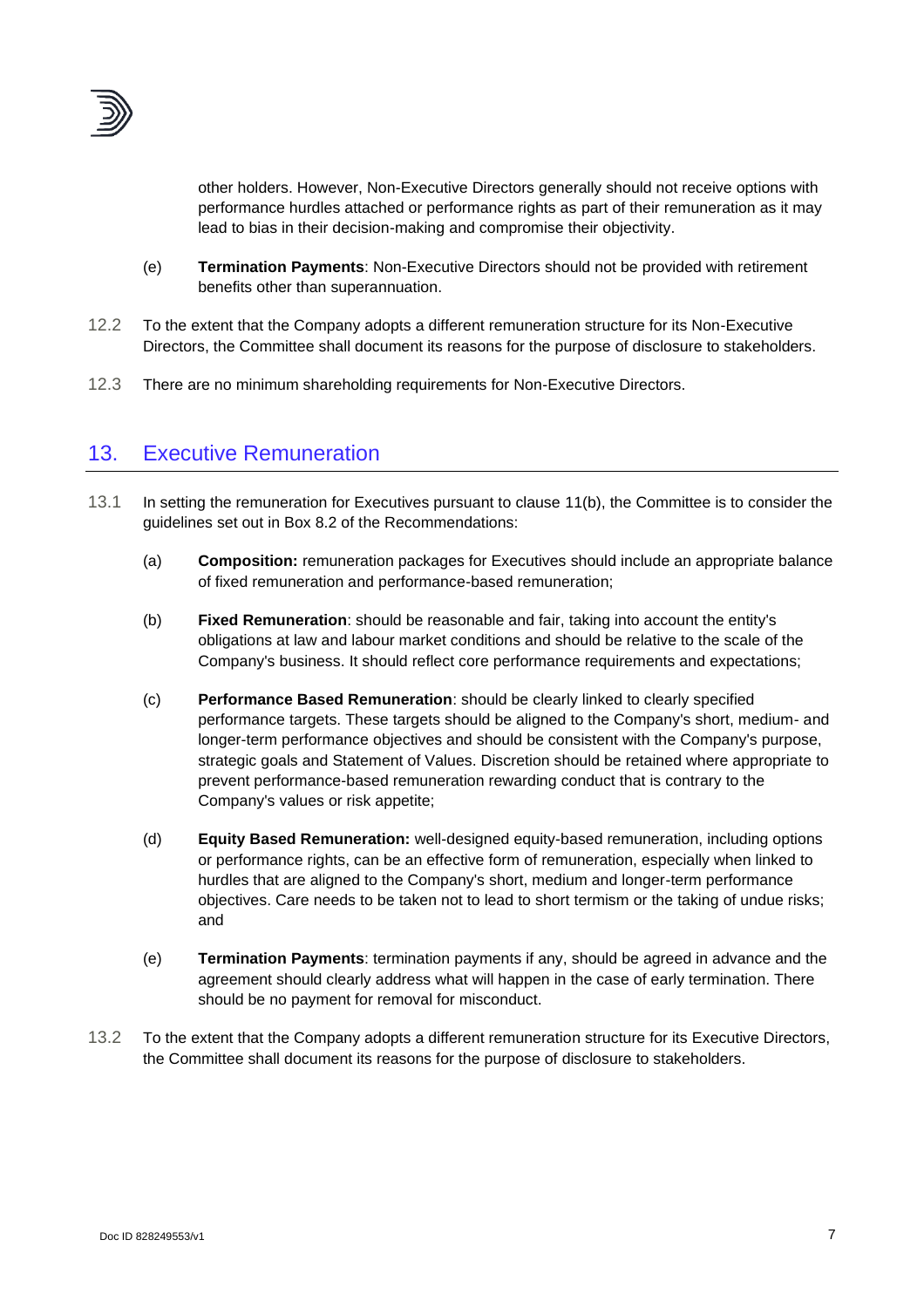other holders. However, Non-Executive Directors generally should not receive options with performance hurdles attached or performance rights as part of their remuneration as it may lead to bias in their decision-making and compromise their objectivity.

(e) **Termination Payments**: Non-Executive Directors should not be provided with retirement benefits other than superannuation.

12.2 To the extent that the Company adopts a different remuneration structure for its Non-Executive Directors, the Committee shall document its reasons for the purpose of disclosure to stakeholders.

12.3 There are no minimum shareholding requirements for Non-Executive Directors.

## 13. Executive Remuneration

13.1 In setting the remuneration for Executives pursuant to clause 11(b), the Committee is to consider the guidelines set out in Box 8.2 of the Recommendations:

(a) **Composition:** remuneration packages for Executives should include an appropriate balance of fixed remuneration and performance-based remuneration;

(b) **Fixed Remuneration**: should be reasonable and fair, taking into account the entity's obligations at law and labour market conditions and should be relative to the scale of the Company's business. It should reflect core performance requirements and expectations;

(c) **Performance Based Remuneration**: should be clearly linked to clearly specified performance targets. These targets should be aligned to the Company's short, medium- and longer-term performance objectives and should be consistent with the Company's purpose, strategic goals and Statement of Values. Discretion should be retained where appropriate to prevent performance-based remuneration rewarding conduct that is contrary to the Company's values or risk appetite;

(d) **Equity Based Remuneration:** well-designed equity-based remuneration, including options or performance rights, can be an effective form of remuneration, especially when linked to hurdles that are aligned to the Company's short, medium and longer-term performance objectives. Care needs to be taken not to lead to short termism or the taking of undue risks; and

(e) **Termination Payments**: termination payments if any, should be agreed in advance and the agreement should clearly address what will happen in the case of early termination. There should be no payment for removal for misconduct.

13.2 To the extent that the Company adopts a different remuneration structure for its Executive Directors, the Committee shall document its reasons for the purpose of disclosure to stakeholders.

Doc ID 828249553/v1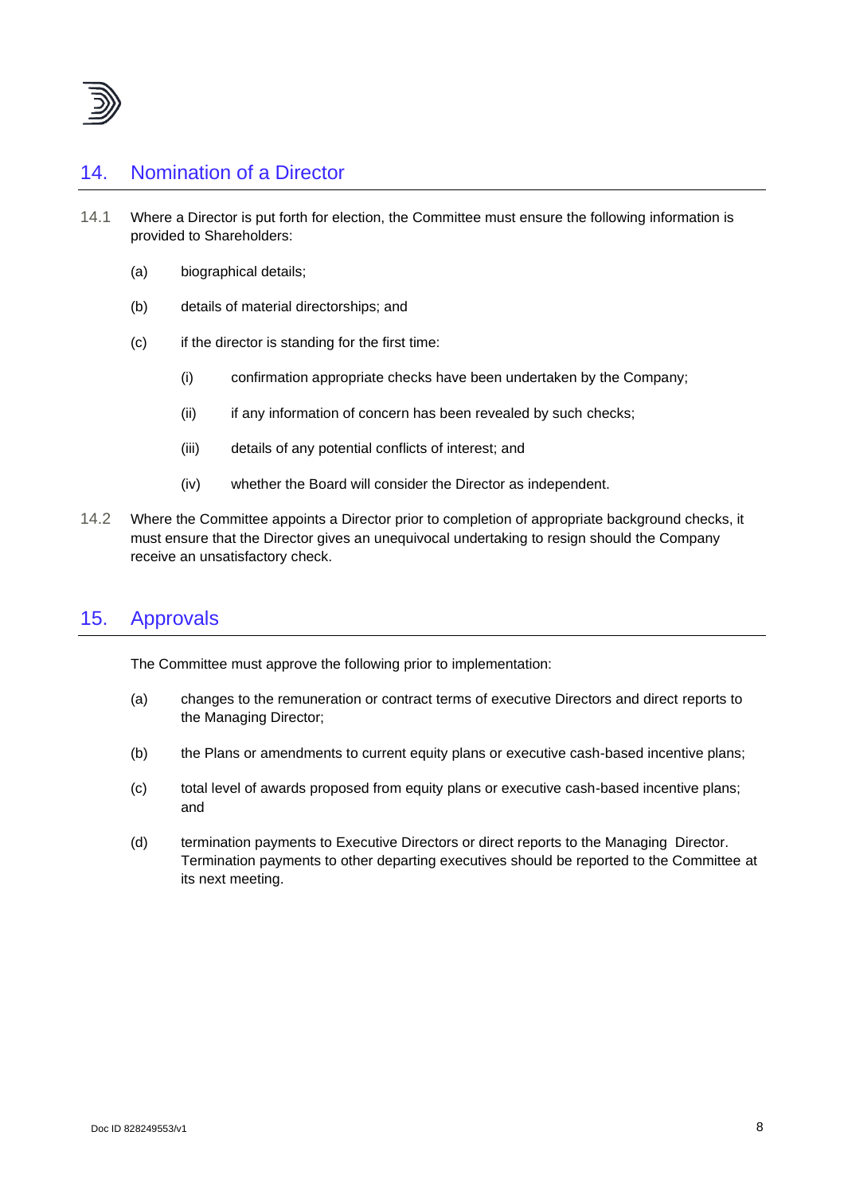## 14. Nomination of a Director

14.1 Where a Director is put forth for election, the Committee must ensure the following information is provided to Shareholders:

(a) biographical details;

(b) details of material directorships; and

(c) if the director is standing for the first time:

(i) confirmation appropriate checks have been undertaken by the Company;

(ii) if any information of concern has been revealed by such checks;

(iii) details of any potential conflicts of interest; and

(iv) whether the Board will consider the Director as independent.

14.2 Where the Committee appoints a Director prior to completion of appropriate background checks, it must ensure that the Director gives an unequivocal undertaking to resign should the Company receive an unsatisfactory check.

## 15. Approvals

The Committee must approve the following prior to implementation:

(a) changes to the remuneration or contract terms of executive Directors and direct reports to the Managing Director;

(b) the Plans or amendments to current equity plans or executive cash-based incentive plans;

(c) total level of awards proposed from equity plans or executive cash-based incentive plans; and

(d) termination payments to Executive Directors or direct reports to the Managing Director. Termination payments to other departing executives should be reported to the Committee at its next meeting.

Doc ID 828249553/v1